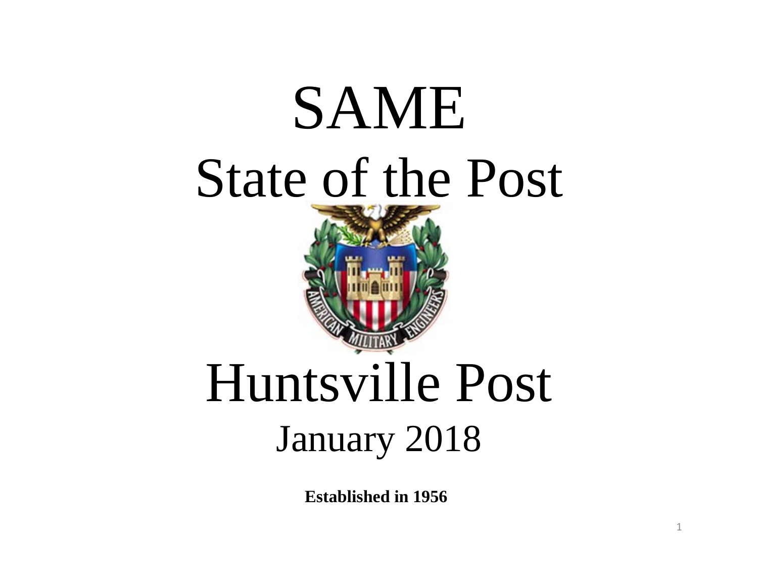# SAME

## State of the Post

# Huntsville Post

## January 2018

**Established in 1956**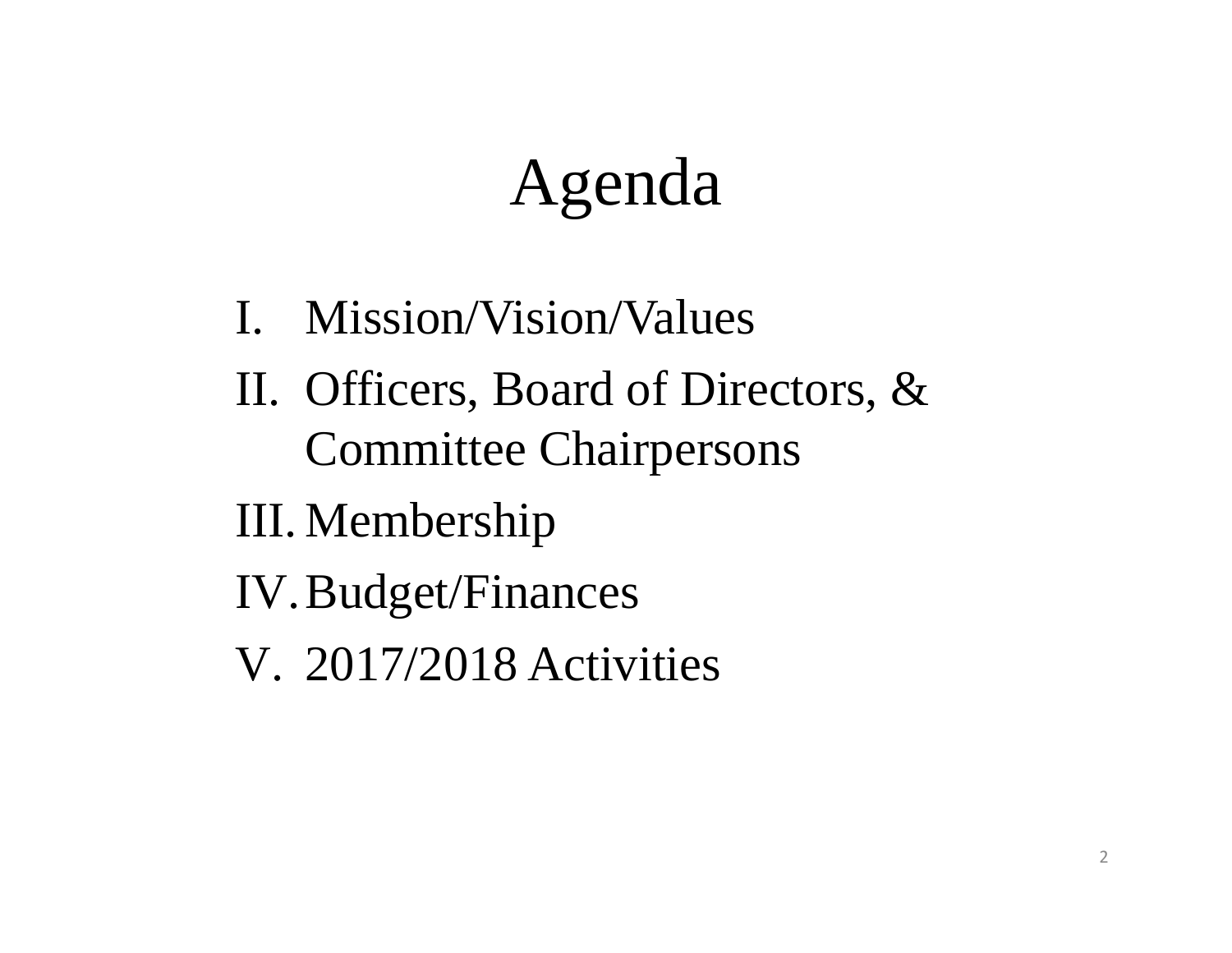# Agenda

I. Mission/Vision/Values
II. Officers, Board of Directors, & Committee Chairpersons
III. Membership
IV. Budget/Finances
V. 2017/2018 Activities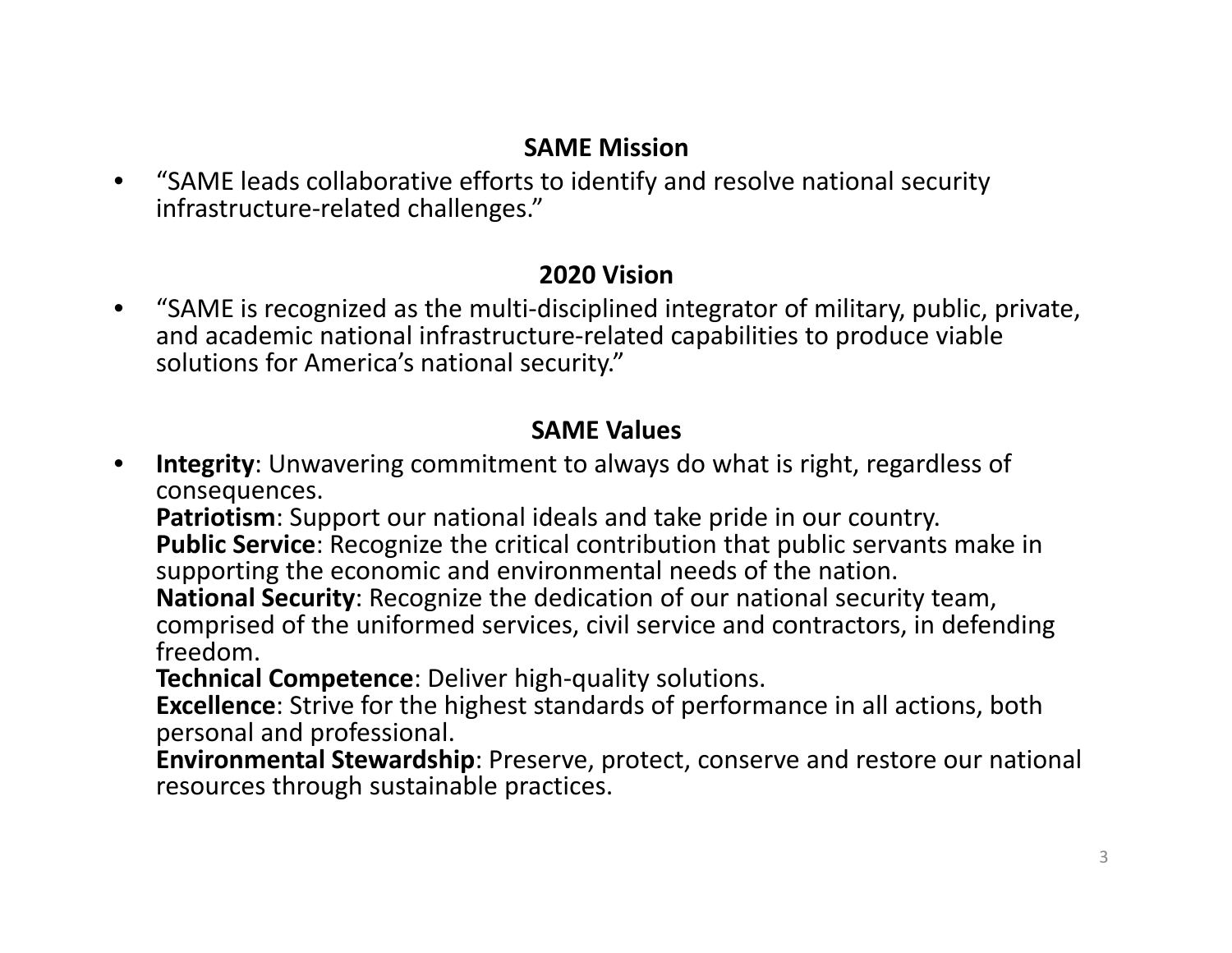## SAME Mission

- "SAME leads collaborative efforts to identify and resolve national security infrastructure-related challenges."

## 2020 Vision

- "SAME is recognized as the multi-disciplined integrator of military, public, private, and academic national infrastructure-related capabilities to produce viable solutions for America's national security."

## SAME Values

- **Integrity**: Unwavering commitment to always do what is right, regardless of consequences.
  **Patriotism**: Support our national ideals and take pride in our country.
  **Public Service**: Recognize the critical contribution that public servants make in supporting the economic and environmental needs of the nation.
  **National Security**: Recognize the dedication of our national security team, comprised of the uniformed services, civil service and contractors, in defending freedom.
  **Technical Competence**: Deliver high-quality solutions.
  **Excellence**: Strive for the highest standards of performance in all actions, both personal and professional.
  **Environmental Stewardship**: Preserve, protect, conserve and restore our national resources through sustainable practices.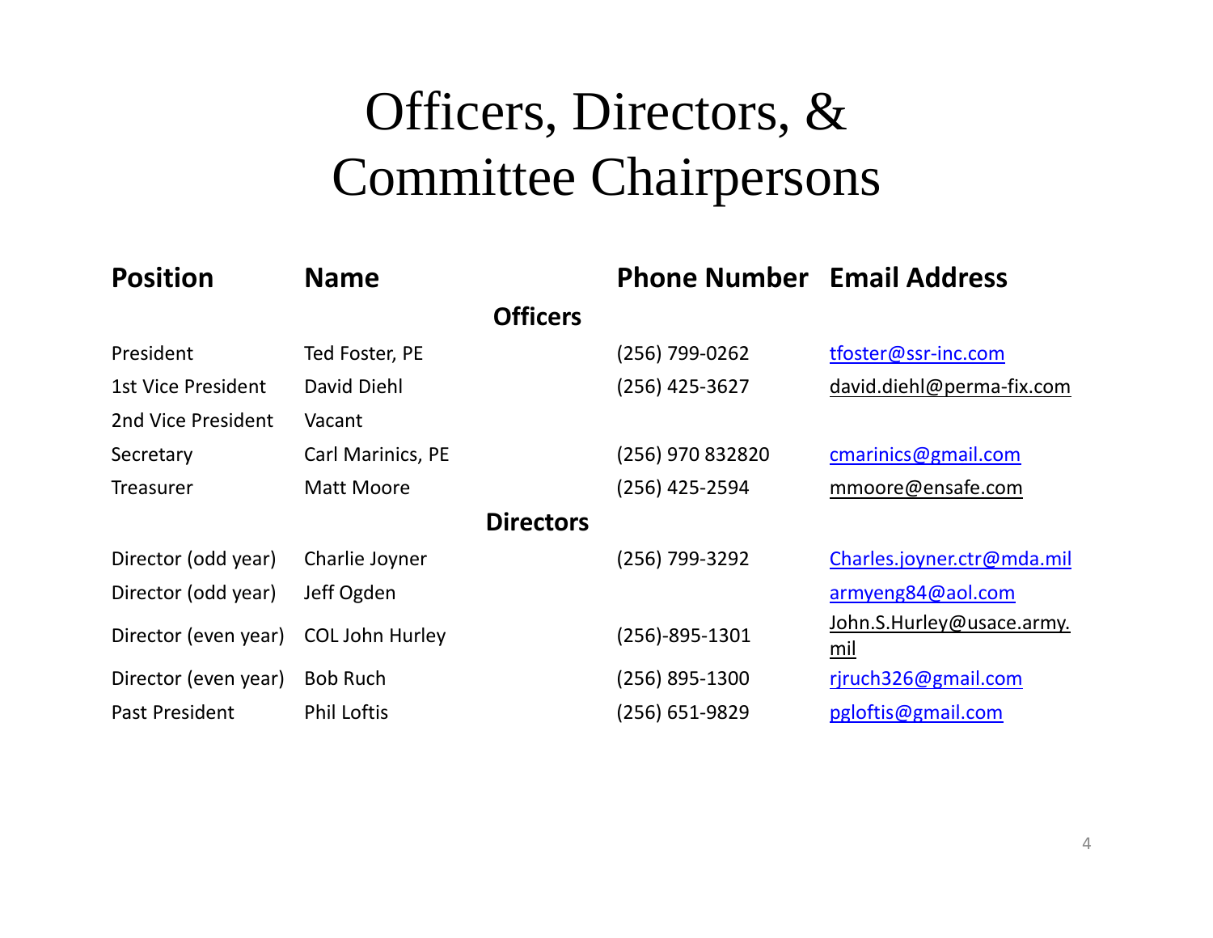# Officers, Directors, & Committee Chairpersons

| Position | Name | Phone Number | Email Address |
|---|---|---|---|
| | **Officers** | | |
| President | Ted Foster, PE | (256) 799-0262 | tfoster@ssr-inc.com |
| 1st Vice President | David Diehl | (256) 425-3627 | david.diehl@perma-fix.com |
| 2nd Vice President | Vacant | | |
| Secretary | Carl Marinics, PE | (256) 970 832820 | cmarinics@gmail.com |
| Treasurer | Matt Moore | (256) 425-2594 | mmoore@ensafe.com |
| | **Directors** | | |
| Director (odd year) | Charlie Joyner | (256) 799-3292 | Charles.joyner.ctr@mda.mil |
| Director (odd year) | Jeff Ogden | | armyeng84@aol.com |
| Director (even year) | COL John Hurley | (256)-895-1301 | John.S.Hurley@usace.army.mil |
| Director (even year) | Bob Ruch | (256) 895-1300 | rjruch326@gmail.com |
| Past President | Phil Loftis | (256) 651-9829 | pgloftis@gmail.com |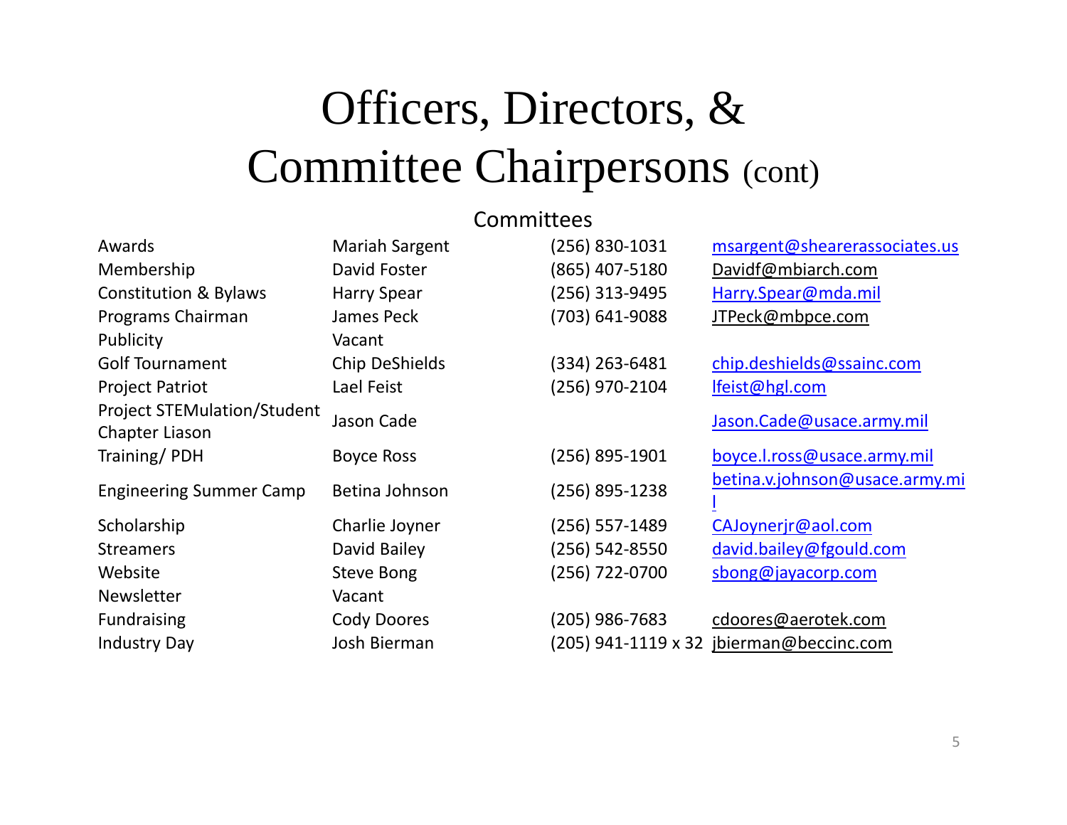# Officers, Directors, & Committee Chairpersons (cont)

## Committees

| Committee | Chairperson | Phone | Email |
|---|---|---|---|
| Awards | Mariah Sargent | (256) 830-1031 | msargent@shearerassociates.us |
| Membership | David Foster | (865) 407-5180 | Davidf@mbiarch.com |
| Constitution & Bylaws | Harry Spear | (256) 313-9495 | Harry.Spear@mda.mil |
| Programs Chairman | James Peck | (703) 641-9088 | JTPeck@mbpce.com |
| Publicity | Vacant | | |
| Golf Tournament | Chip DeShields | (334) 263-6481 | chip.deshields@ssainc.com |
| Project Patriot | Lael Feist | (256) 970-2104 | lfeist@hgl.com |
| Project STEMulation/Student Chapter Liason | Jason Cade | | Jason.Cade@usace.army.mil |
| Training/ PDH | Boyce Ross | (256) 895-1901 | boyce.l.ross@usace.army.mil |
| Engineering Summer Camp | Betina Johnson | (256) 895-1238 | betina.v.johnson@usace.army.mil |
| Scholarship | Charlie Joyner | (256) 557-1489 | CAJoynerjr@aol.com |
| Streamers | David Bailey | (256) 542-8550 | david.bailey@fgould.com |
| Website | Steve Bong | (256) 722-0700 | sbong@jayacorp.com |
| Newsletter | Vacant | | |
| Fundraising | Cody Doores | (205) 986-7683 | cdoores@aerotek.com |
| Industry Day | Josh Bierman | (205) 941-1119 x 32 | jbierman@beccinc.com |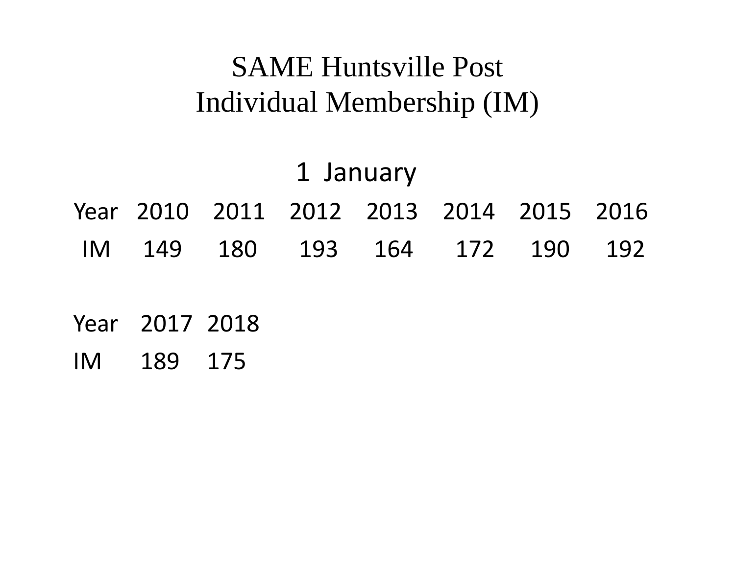# SAME Huntsville Post
# Individual Membership (IM)

## 1 January

| Year | 2010 | 2011 | 2012 | 2013 | 2014 | 2015 | 2016 |
|---|---|---|---|---|---|---|---|
| IM | 149 | 180 | 193 | 164 | 172 | 190 | 192 |

| Year | 2017 | 2018 |
|---|---|---|
| IM | 189 | 175 |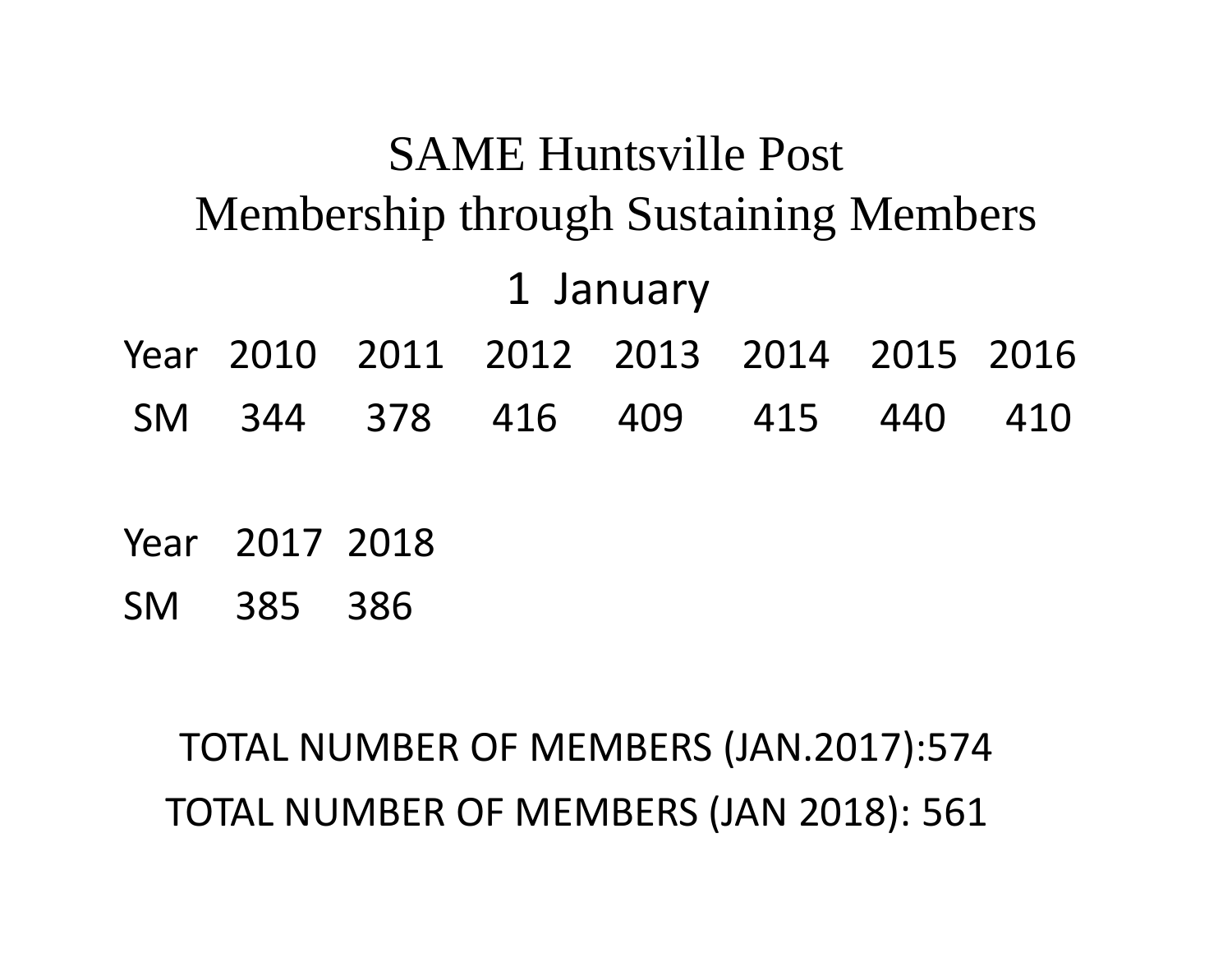# SAME Huntsville Post
# Membership through Sustaining Members

## 1 January

| Year | 2010 | 2011 | 2012 | 2013 | 2014 | 2015 | 2016 |
|---|---|---|---|---|---|---|---|
| SM | 344 | 378 | 416 | 409 | 415 | 440 | 410 |

| Year | 2017 | 2018 |
|---|---|---|
| SM | 385 | 386 |

TOTAL NUMBER OF MEMBERS (JAN.2017):574

TOTAL NUMBER OF MEMBERS (JAN 2018): 561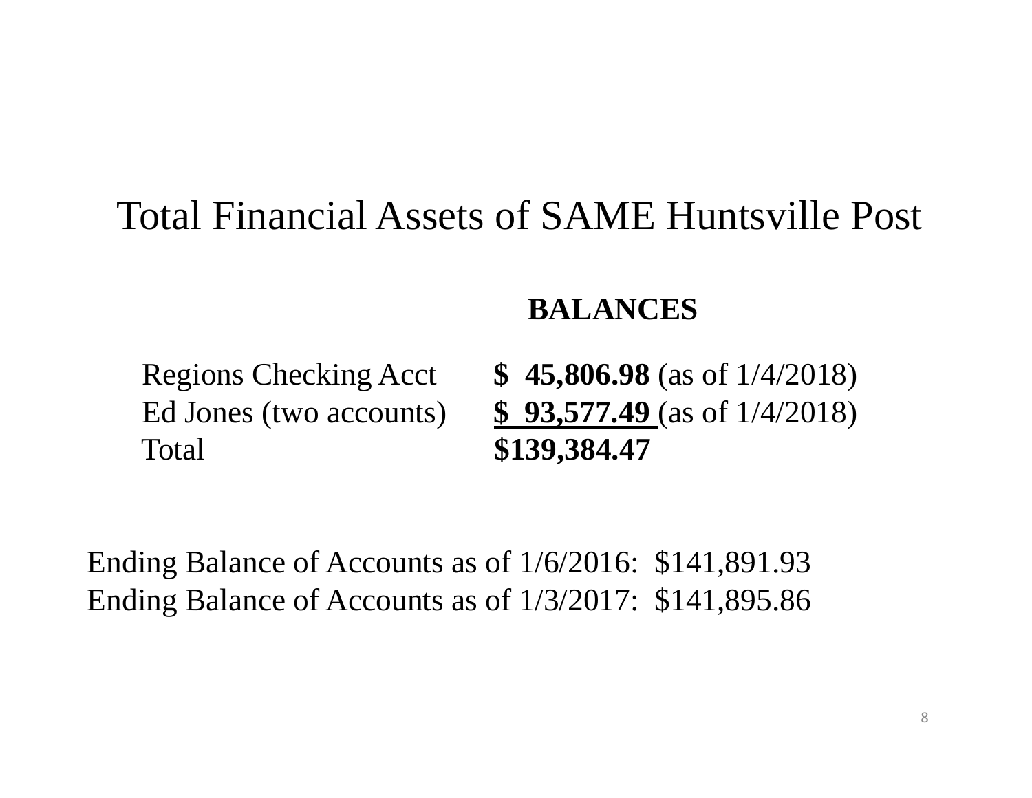# Total Financial Assets of SAME Huntsville Post

| | **BALANCES** |
|---|---|
| Regions Checking Acct | **$ 45,806.98** (as of 1/4/2018) |
| Ed Jones (two accounts) | **$ 93,577.49** (as of 1/4/2018) |
| Total | **$139,384.47** |

Ending Balance of Accounts as of 1/6/2016: $141,891.93
Ending Balance of Accounts as of 1/3/2017: $141,895.86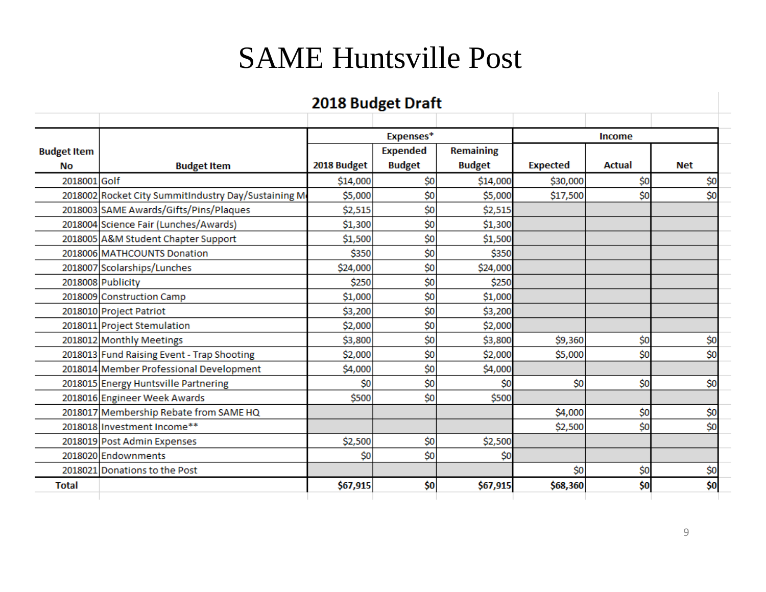# SAME Huntsville Post

## 2018 Budget Draft

| Budget Item No | Budget Item | Expenses* | | | Income | | |
|---|---|---|---|---|---|---|---|
| | | 2018 Budget | Expended Budget | Remaining Budget | Expected | Actual | Net |
| 2018001 | Golf | $14,000 | $0 | $14,000 | $30,000 | $0 | $0 |
| 2018002 | Rocket City SummitIndustry Day/Sustaining M | $5,000 | $0 | $5,000 | $17,500 | $0 | $0 |
| 2018003 | SAME Awards/Gifts/Pins/Plaques | $2,515 | $0 | $2,515 | | | |
| 2018004 | Science Fair (Lunches/Awards) | $1,300 | $0 | $1,300 | | | |
| 2018005 | A&M Student Chapter Support | $1,500 | $0 | $1,500 | | | |
| 2018006 | MATHCOUNTS Donation | $350 | $0 | $350 | | | |
| 2018007 | Scolarships/Lunches | $24,000 | $0 | $24,000 | | | |
| 2018008 | Publicity | $250 | $0 | $250 | | | |
| 2018009 | Construction Camp | $1,000 | $0 | $1,000 | | | |
| 2018010 | Project Patriot | $3,200 | $0 | $3,200 | | | |
| 2018011 | Project Stemulation | $2,000 | $0 | $2,000 | | | |
| 2018012 | Monthly Meetings | $3,800 | $0 | $3,800 | $9,360 | $0 | $0 |
| 2018013 | Fund Raising Event - Trap Shooting | $2,000 | $0 | $2,000 | $5,000 | $0 | $0 |
| 2018014 | Member Professional Development | $4,000 | $0 | $4,000 | | | |
| 2018015 | Energy Huntsville Partnering | $0 | $0 | $0 | $0 | $0 | $0 |
| 2018016 | Engineer Week Awards | $500 | $0 | $500 | | | |
| 2018017 | Membership Rebate from SAME HQ | | | | $4,000 | $0 | $0 |
| 2018018 | Investment Income** | | | | $2,500 | $0 | $0 |
| 2018019 | Post Admin Expenses | $2,500 | $0 | $2,500 | | | |
| 2018020 | Endownments | $0 | $0 | $0 | | | |
| 2018021 | Donations to the Post | | | | $0 | $0 | $0 |
| **Total** | | **$67,915** | **$0** | **$67,915** | **$68,360** | **$0** | **$0** |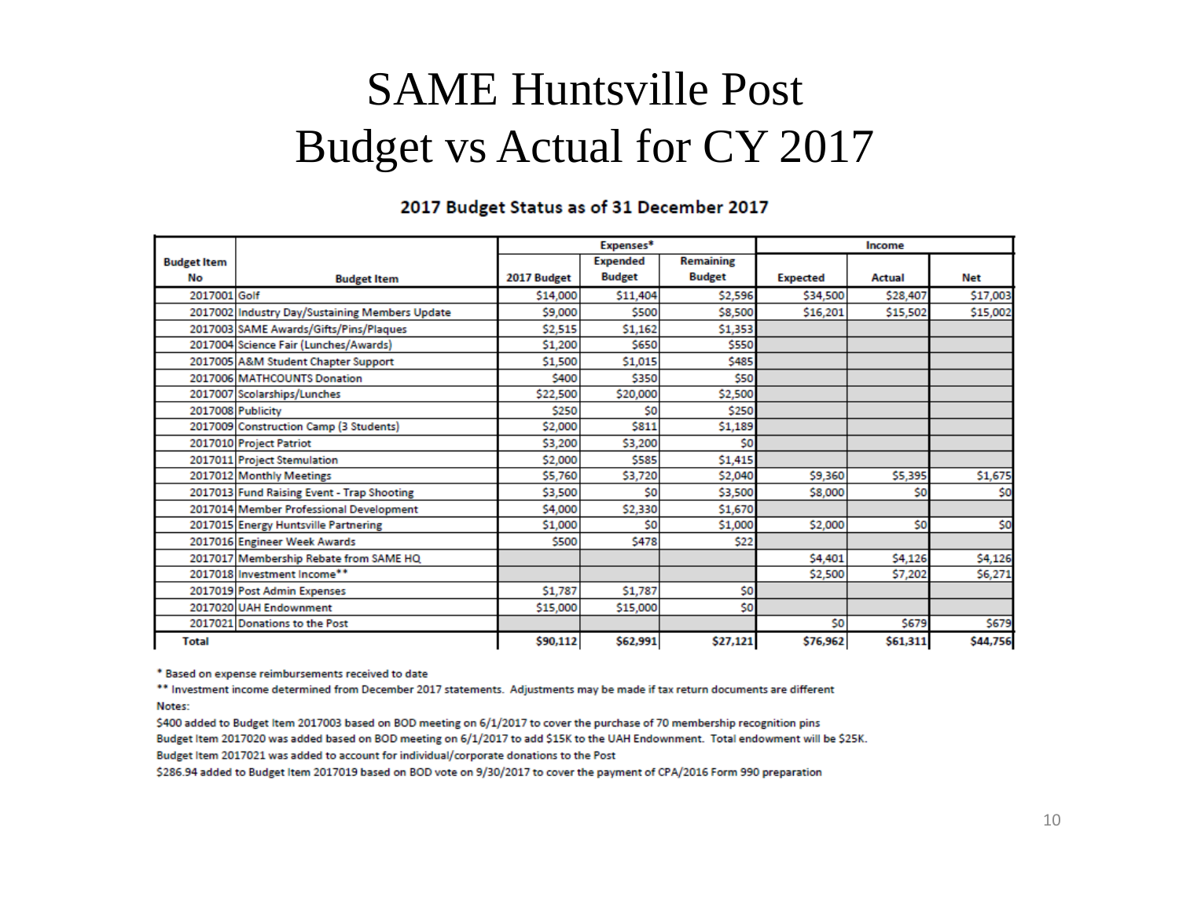# SAME Huntsville Post
# Budget vs Actual for CY 2017

## 2017 Budget Status as of 31 December 2017

| Budget Item No | Budget Item | Expenses* | | | Income | | |
|---|---|---|---|---|---|---|---|
| | | 2017 Budget | Expended Budget | Remaining Budget | Expected | Actual | Net |
| 2017001 | Golf | $14,000 | $11,404 | $2,596 | $34,500 | $28,407 | $17,003 |
| 2017002 | Industry Day/Sustaining Members Update | $9,000 | $500 | $8,500 | $16,201 | $15,502 | $15,002 |
| 2017003 | SAME Awards/Gifts/Pins/Plaques | $2,515 | $1,162 | $1,353 | | | |
| 2017004 | Science Fair (Lunches/Awards) | $1,200 | $650 | $550 | | | |
| 2017005 | A&M Student Chapter Support | $1,500 | $1,015 | $485 | | | |
| 2017006 | MATHCOUNTS Donation | $400 | $350 | $50 | | | |
| 2017007 | Scolarships/Lunches | $22,500 | $20,000 | $2,500 | | | |
| 2017008 | Publicity | $250 | $0 | $250 | | | |
| 2017009 | Construction Camp (3 Students) | $2,000 | $811 | $1,189 | | | |
| 2017010 | Project Patriot | $3,200 | $3,200 | $0 | | | |
| 2017011 | Project Stemulation | $2,000 | $585 | $1,415 | | | |
| 2017012 | Monthly Meetings | $5,760 | $3,720 | $2,040 | $9,360 | $5,395 | $1,675 |
| 2017013 | Fund Raising Event - Trap Shooting | $3,500 | $0 | $3,500 | $8,000 | $0 | $0 |
| 2017014 | Member Professional Development | $4,000 | $2,330 | $1,670 | | | |
| 2017015 | Energy Huntsville Partnering | $1,000 | $0 | $1,000 | $2,000 | $0 | $0 |
| 2017016 | Engineer Week Awards | $500 | $478 | $22 | | | |
| 2017017 | Membership Rebate from SAME HQ | | | | $4,401 | $4,126 | $4,126 |
| 2017018 | Investment Income** | | | | $2,500 | $7,202 | $6,271 |
| 2017019 | Post Admin Expenses | $1,787 | $1,787 | $0 | | | |
| 2017020 | UAH Endownment | $15,000 | $15,000 | $0 | | | |
| 2017021 | Donations to the Post | | | | $0 | $679 | $679 |
| Total | | $90,112 | $62,991 | $27,121 | $76,962 | $61,311 | $44,756 |

\* Based on expense reimbursements received to date

\*\* Investment income determined from December 2017 statements. Adjustments may be made if tax return documents are different

Notes:

$400 added to Budget Item 2017003 based on BOD meeting on 6/1/2017 to cover the purchase of 70 membership recognition pins

Budget Item 2017020 was added based on BOD meeting on 6/1/2017 to add $15K to the UAH Endownment. Total endowment will be $25K.

Budget Item 2017021 was added to account for individual/corporate donations to the Post

$286.94 added to Budget Item 2017019 based on BOD vote on 9/30/2017 to cover the payment of CPA/2016 Form 990 preparation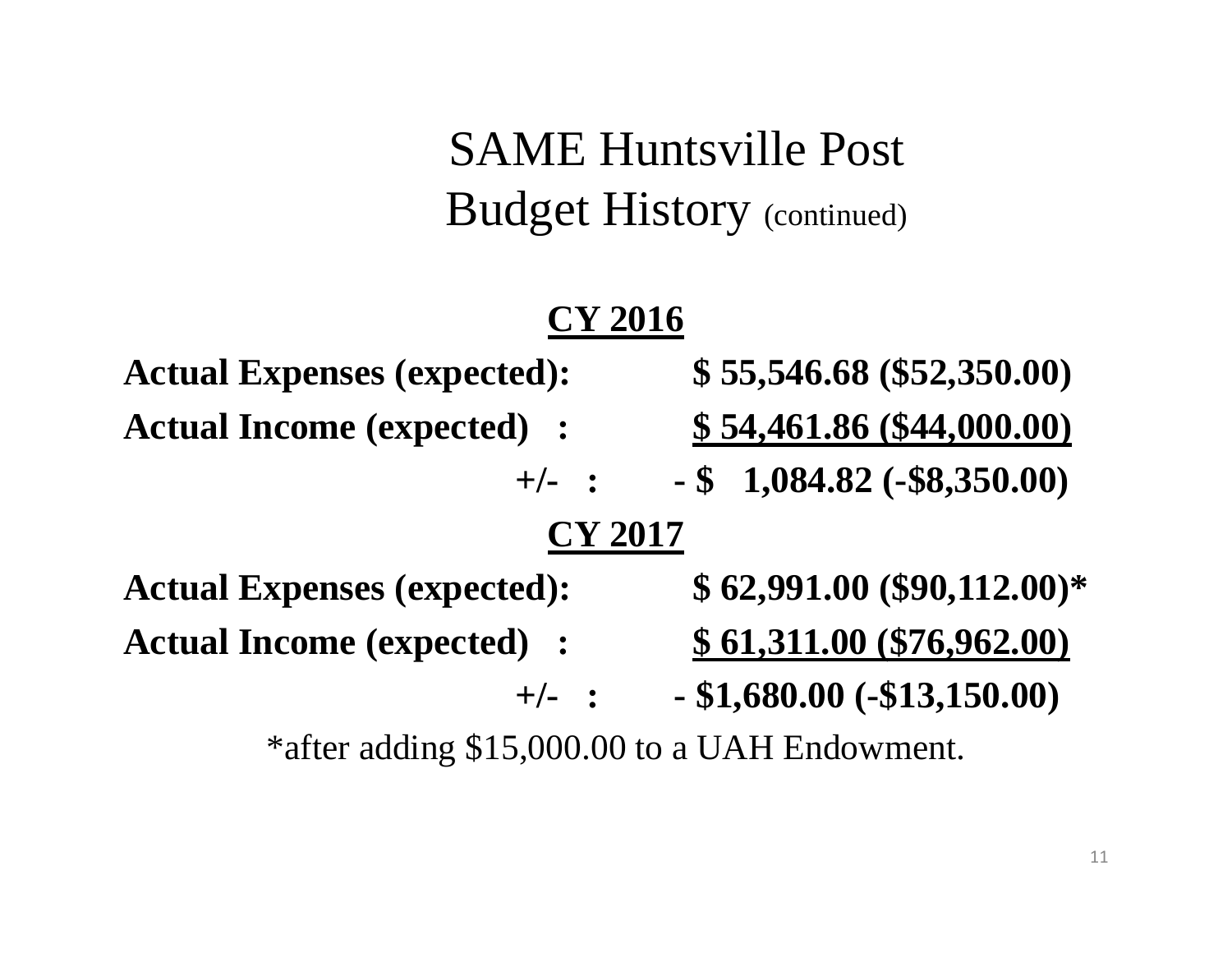# SAME Huntsville Post
# Budget History (continued)

**CY 2016**

| | |
|---|---|
| **Actual Expenses (expected):** | **$ 55,546.68 ($52,350.00)** |
| **Actual Income (expected) :** | **$ 54,461.86 ($44,000.00)** |
| **+/- :** | **- $ 1,084.82 (-$8,350.00)** |

**CY 2017**

| | |
|---|---|
| **Actual Expenses (expected):** | **$ 62,991.00 ($90,112.00)*** |
| **Actual Income (expected) :** | **$ 61,311.00 ($76,962.00)** |
| **+/- :** | **- $1,680.00 (-$13,150.00)** |

*after adding $15,000.00 to a UAH Endowment.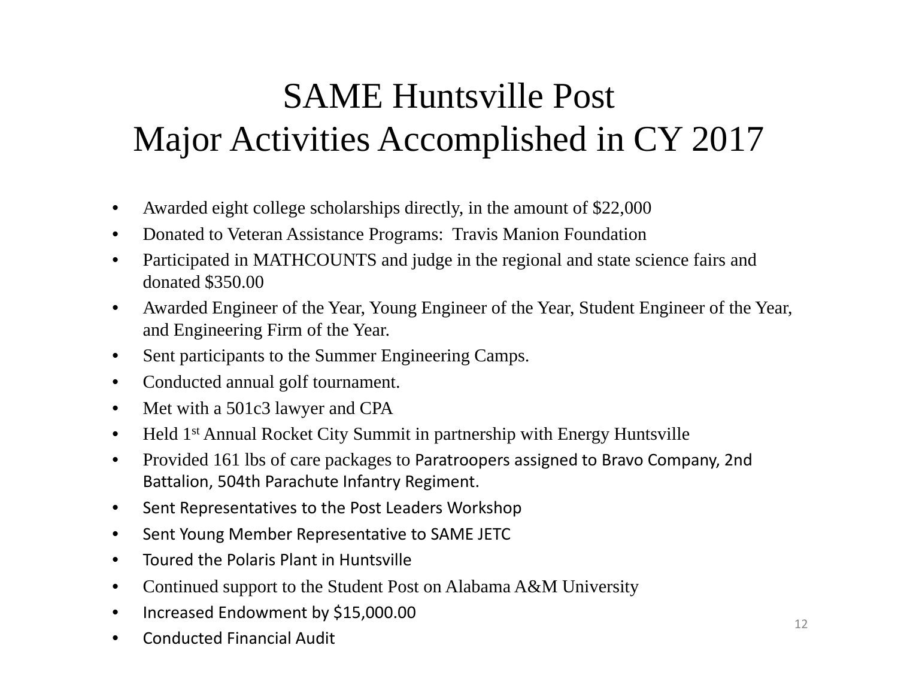# SAME Huntsville Post
# Major Activities Accomplished in CY 2017

- Awarded eight college scholarships directly, in the amount of $22,000
- Donated to Veteran Assistance Programs: Travis Manion Foundation
- Participated in MATHCOUNTS and judge in the regional and state science fairs and donated $350.00
- Awarded Engineer of the Year, Young Engineer of the Year, Student Engineer of the Year, and Engineering Firm of the Year.
- Sent participants to the Summer Engineering Camps.
- Conducted annual golf tournament.
- Met with a 501c3 lawyer and CPA
- Held 1st Annual Rocket City Summit in partnership with Energy Huntsville
- Provided 161 lbs of care packages to Paratroopers assigned to Bravo Company, 2nd Battalion, 504th Parachute Infantry Regiment.
- Sent Representatives to the Post Leaders Workshop
- Sent Young Member Representative to SAME JETC
- Toured the Polaris Plant in Huntsville
- Continued support to the Student Post on Alabama A&M University
- Increased Endowment by $15,000.00
- Conducted Financial Audit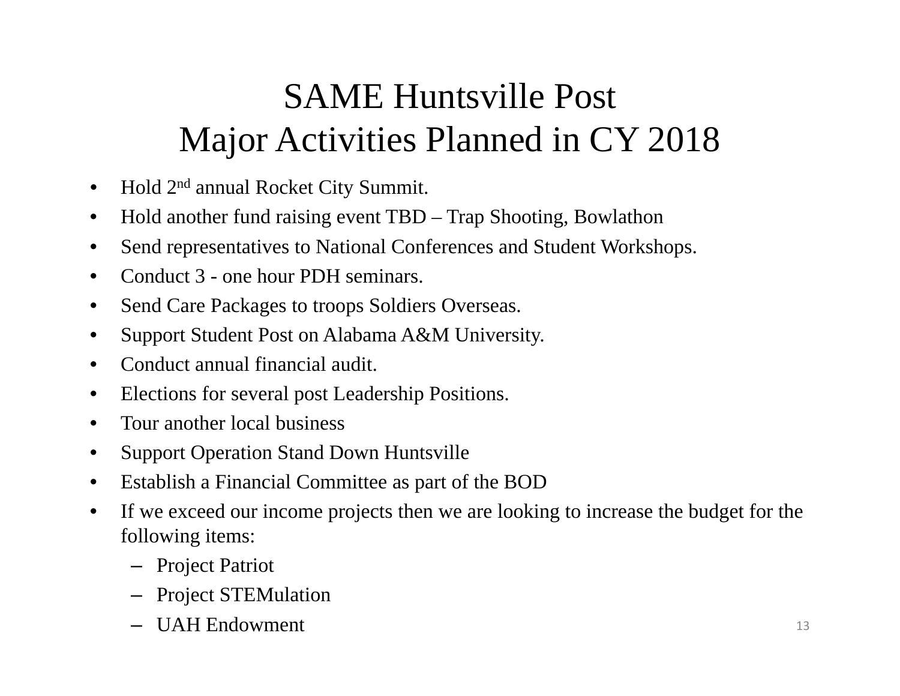# SAME Huntsville Post
# Major Activities Planned in CY 2018

- Hold 2nd annual Rocket City Summit.
- Hold another fund raising event TBD – Trap Shooting, Bowlathon
- Send representatives to National Conferences and Student Workshops.
- Conduct 3 - one hour PDH seminars.
- Send Care Packages to troops Soldiers Overseas.
- Support Student Post on Alabama A&M University.
- Conduct annual financial audit.
- Elections for several post Leadership Positions.
- Tour another local business
- Support Operation Stand Down Huntsville
- Establish a Financial Committee as part of the BOD
- If we exceed our income projects then we are looking to increase the budget for the following items:
  - Project Patriot
  - Project STEMulation
  - UAH Endowment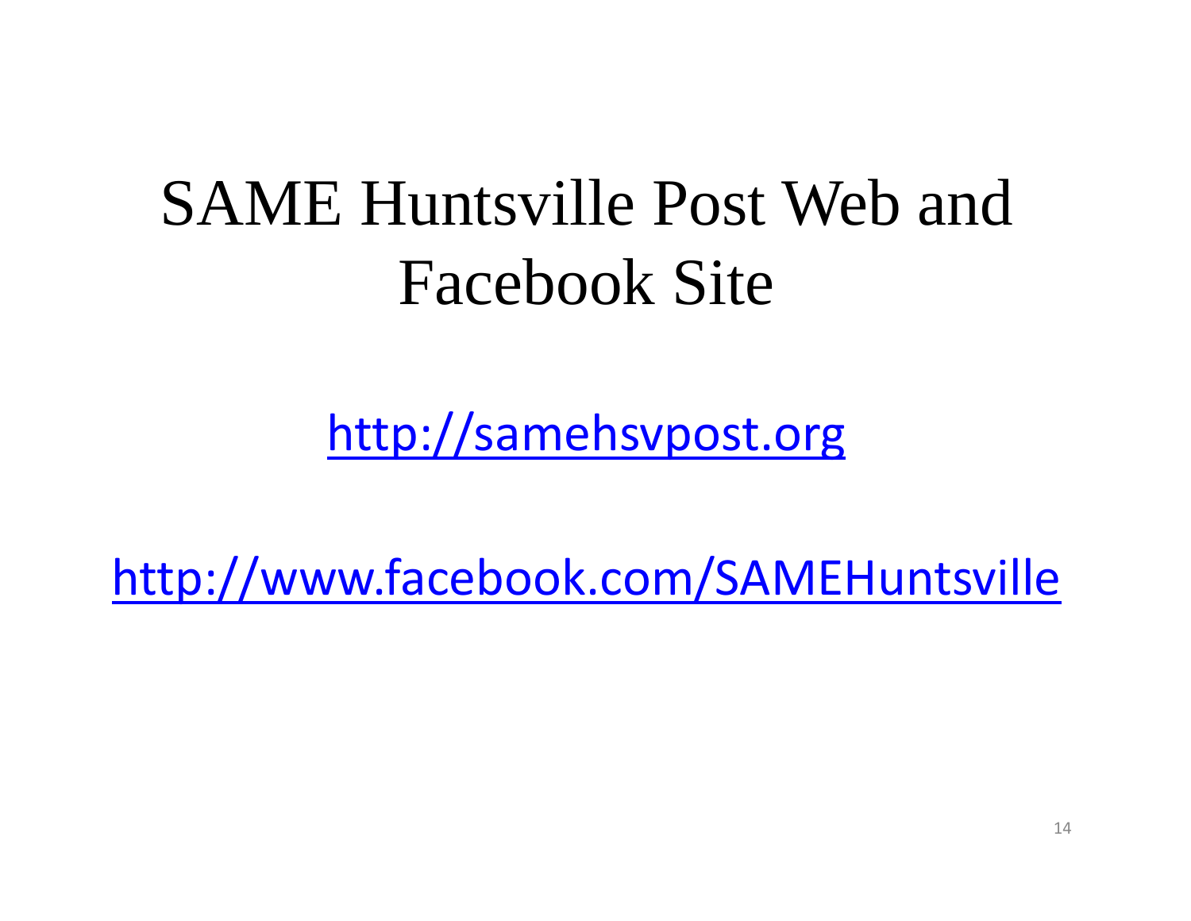# SAME Huntsville Post Web and Facebook Site

http://samehsvpost.org

http://www.facebook.com/SAMEHuntsville